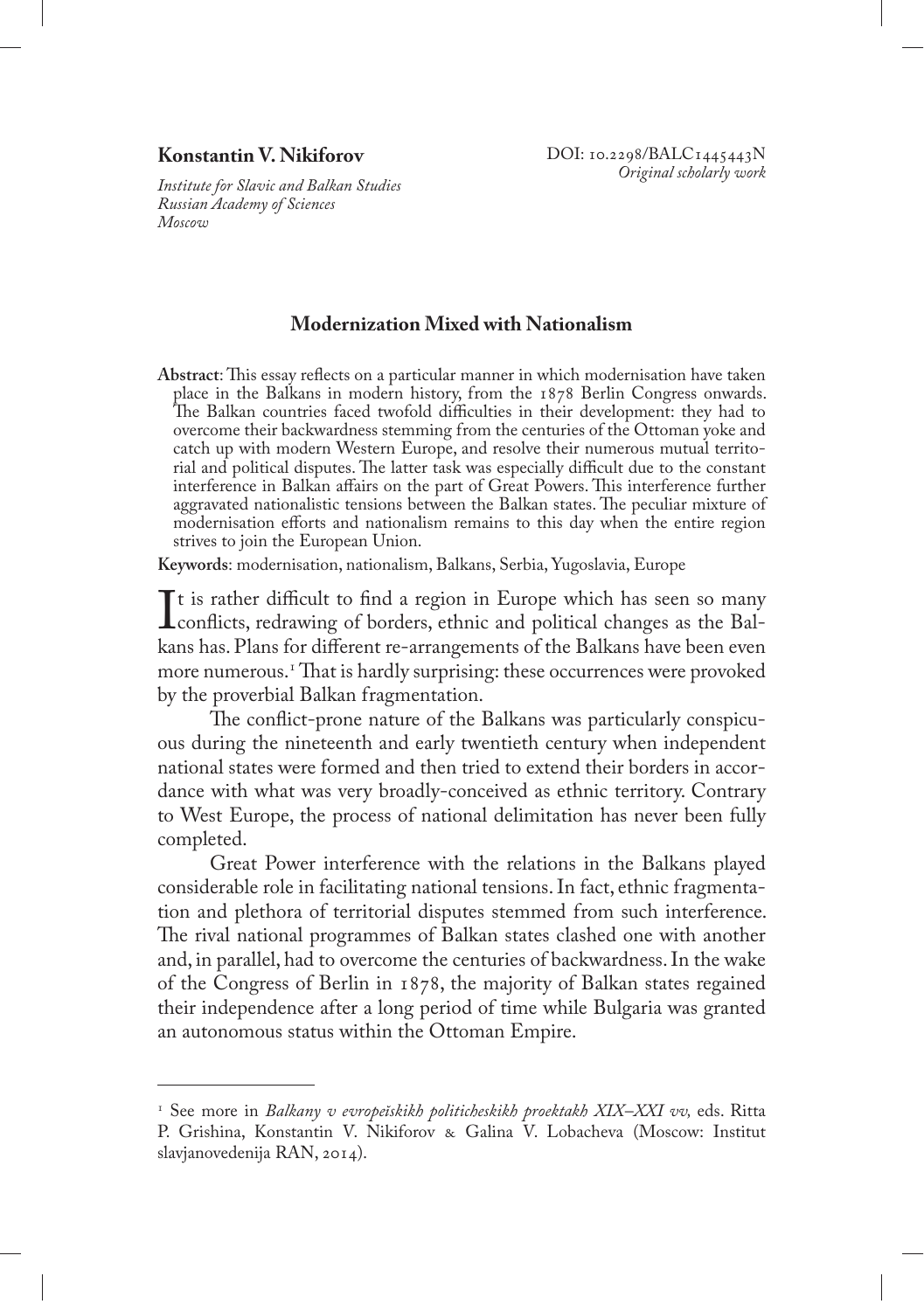**Konstantin V. Nikiforov**

*Institute for Slavic and Balkan Studies*
*Russian Academy of Sciences*
*Moscow*

DOI: 10.2298/BALC1445443N
*Original scholarly work*

## Modernization Mixed with Nationalism

**Abstract**: This essay reflects on a particular manner in which modernisation have taken place in the Balkans in modern history, from the 1878 Berlin Congress onwards. The Balkan countries faced twofold difficulties in their development: they had to overcome their backwardness stemming from the centuries of the Ottoman yoke and catch up with modern Western Europe, and resolve their numerous mutual territorial and political disputes. The latter task was especially difficult due to the constant interference in Balkan affairs on the part of Great Powers. This interference further aggravated nationalistic tensions between the Balkan states. The peculiar mixture of modernisation efforts and nationalism remains to this day when the entire region strives to join the European Union.

**Keywords**: modernisation, nationalism, Balkans, Serbia, Yugoslavia, Europe

It is rather difficult to find a region in Europe which has seen so many conflicts, redrawing of borders, ethnic and political changes as the Balkans has. Plans for different re-arrangements of the Balkans have been even more numerous.[1] That is hardly surprising: these occurrences were provoked by the proverbial Balkan fragmentation.

The conflict-prone nature of the Balkans was particularly conspicuous during the nineteenth and early twentieth century when independent national states were formed and then tried to extend their borders in accordance with what was very broadly-conceived as ethnic territory. Contrary to West Europe, the process of national delimitation has never been fully completed.

Great Power interference with the relations in the Balkans played considerable role in facilitating national tensions. In fact, ethnic fragmentation and plethora of territorial disputes stemmed from such interference. The rival national programmes of Balkan states clashed one with another and, in parallel, had to overcome the centuries of backwardness. In the wake of the Congress of Berlin in 1878, the majority of Balkan states regained their independence after a long period of time while Bulgaria was granted an autonomous status within the Ottoman Empire.

---

[1] See more in *Balkany v evropeĭskikh politicheskikh proektakh XIX–XXI vv,* eds. Ritta P. Grishina, Konstantin V. Nikiforov & Galina V. Lobacheva (Moscow: Institut slavjanovedenija RAN, 2014).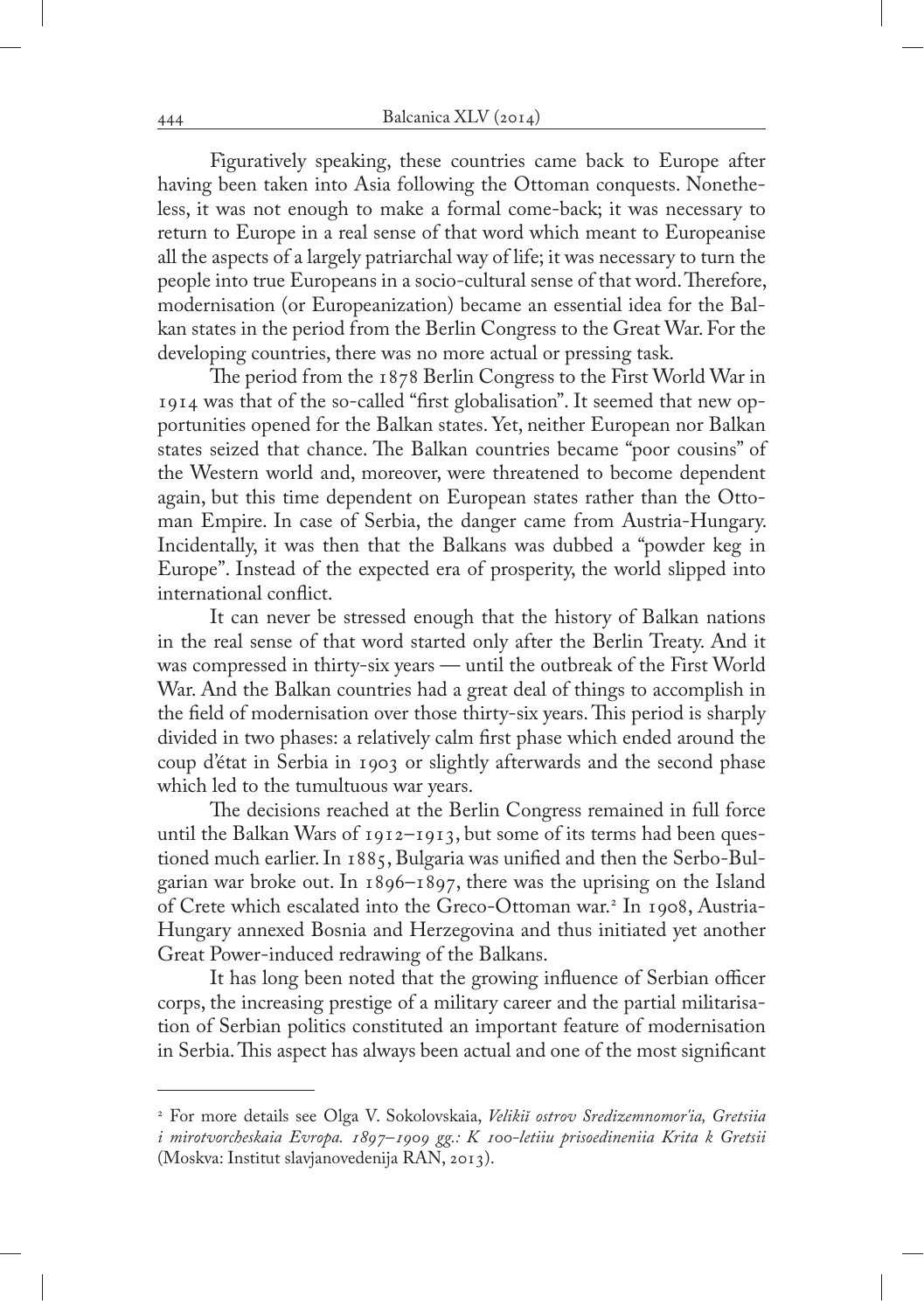Figuratively speaking, these countries came back to Europe after having been taken into Asia following the Ottoman conquests. Nonetheless, it was not enough to make a formal come-back; it was necessary to return to Europe in a real sense of that word which meant to Europeanise all the aspects of a largely patriarchal way of life; it was necessary to turn the people into true Europeans in a socio-cultural sense of that word. Therefore, modernisation (or Europeanization) became an essential idea for the Balkan states in the period from the Berlin Congress to the Great War. For the developing countries, there was no more actual or pressing task.

The period from the 1878 Berlin Congress to the First World War in 1914 was that of the so-called "first globalisation". It seemed that new opportunities opened for the Balkan states. Yet, neither European nor Balkan states seized that chance. The Balkan countries became "poor cousins" of the Western world and, moreover, were threatened to become dependent again, but this time dependent on European states rather than the Ottoman Empire. In case of Serbia, the danger came from Austria-Hungary. Incidentally, it was then that the Balkans was dubbed a "powder keg in Europe". Instead of the expected era of prosperity, the world slipped into international conflict.

It can never be stressed enough that the history of Balkan nations in the real sense of that word started only after the Berlin Treaty. And it was compressed in thirty-six years — until the outbreak of the First World War. And the Balkan countries had a great deal of things to accomplish in the field of modernisation over those thirty-six years. This period is sharply divided in two phases: a relatively calm first phase which ended around the coup d'état in Serbia in 1903 or slightly afterwards and the second phase which led to the tumultuous war years.

The decisions reached at the Berlin Congress remained in full force until the Balkan Wars of 1912–1913, but some of its terms had been questioned much earlier. In 1885, Bulgaria was unified and then the Serbo-Bulgarian war broke out. In 1896–1897, there was the uprising on the Island of Crete which escalated into the Greco-Ottoman war.[2] In 1908, Austria-Hungary annexed Bosnia and Herzegovina and thus initiated yet another Great Power-induced redrawing of the Balkans.

It has long been noted that the growing influence of Serbian officer corps, the increasing prestige of a military career and the partial militarisation of Serbian politics constituted an important feature of modernisation in Serbia. This aspect has always been actual and one of the most significant

---

[2] For more details see Olga V. Sokolovskaia, *Velikiĭ ostrov Sredizemnomor'ia, Gretsiia i mirotvorcheskaia Evropa. 1897–1909 gg.: K 100-letiiu prisoedineniia Krita k Gretsii* (Moskva: Institut slavjanovedenija RAN, 2013).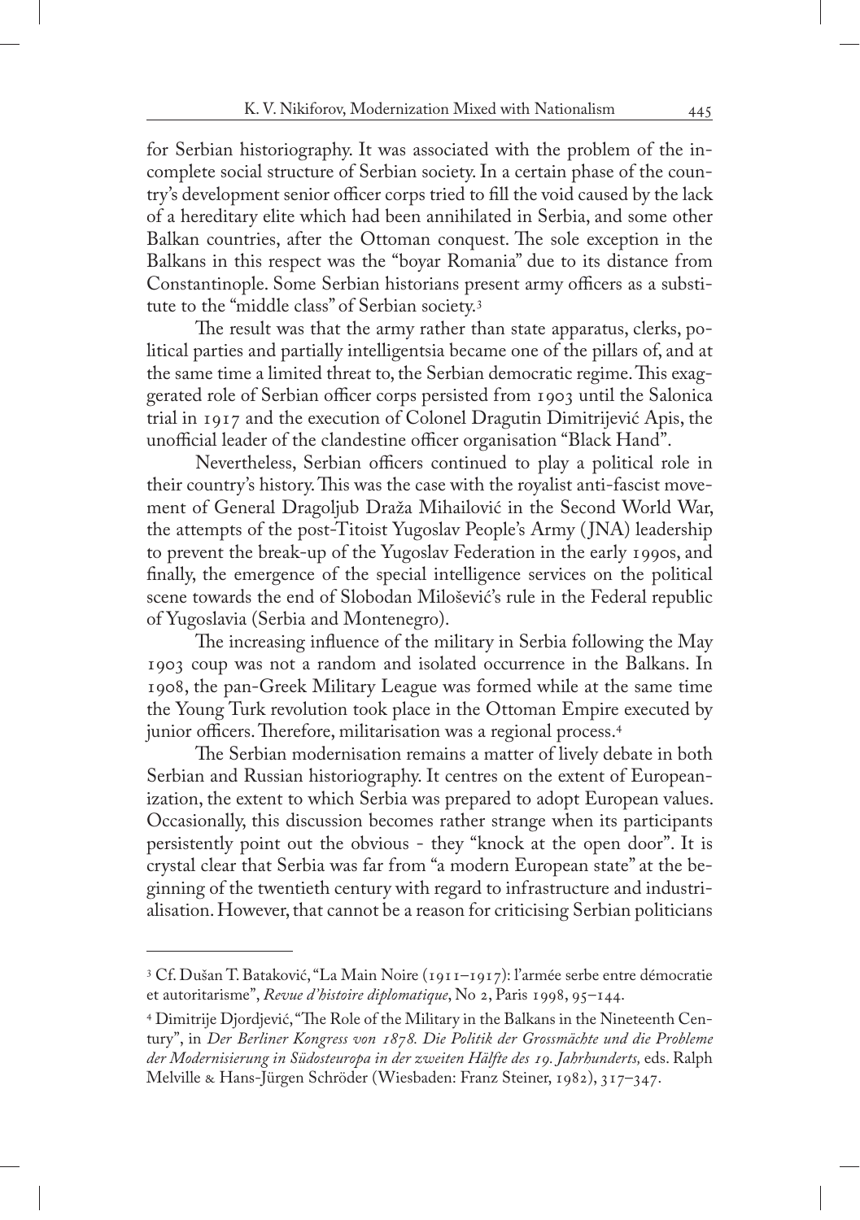for Serbian historiography. It was associated with the problem of the incomplete social structure of Serbian society. In a certain phase of the country's development senior officer corps tried to fill the void caused by the lack of a hereditary elite which had been annihilated in Serbia, and some other Balkan countries, after the Ottoman conquest. The sole exception in the Balkans in this respect was the "boyar Romania" due to its distance from Constantinople. Some Serbian historians present army officers as a substitute to the "middle class" of Serbian society.[3]

The result was that the army rather than state apparatus, clerks, political parties and partially intelligentsia became one of the pillars of, and at the same time a limited threat to, the Serbian democratic regime. This exaggerated role of Serbian officer corps persisted from 1903 until the Salonica trial in 1917 and the execution of Colonel Dragutin Dimitrijević Apis, the unofficial leader of the clandestine officer organisation "Black Hand".

Nevertheless, Serbian officers continued to play a political role in their country's history. This was the case with the royalist anti-fascist movement of General Dragoljub Draža Mihailović in the Second World War, the attempts of the post-Titoist Yugoslav People's Army (JNA) leadership to prevent the break-up of the Yugoslav Federation in the early 1990s, and finally, the emergence of the special intelligence services on the political scene towards the end of Slobodan Milošević's rule in the Federal republic of Yugoslavia (Serbia and Montenegro).

The increasing influence of the military in Serbia following the May 1903 coup was not a random and isolated occurrence in the Balkans. In 1908, the pan-Greek Military League was formed while at the same time the Young Turk revolution took place in the Ottoman Empire executed by junior officers. Therefore, militarisation was a regional process.[4]

The Serbian modernisation remains a matter of lively debate in both Serbian and Russian historiography. It centres on the extent of Europeanization, the extent to which Serbia was prepared to adopt European values. Occasionally, this discussion becomes rather strange when its participants persistently point out the obvious - they "knock at the open door". It is crystal clear that Serbia was far from "a modern European state" at the beginning of the twentieth century with regard to infrastructure and industrialisation. However, that cannot be a reason for criticising Serbian politicians

---

[3] Cf. Dušan T. Bataković, "La Main Noire (1911–1917): l'armée serbe entre démocratie et autoritarisme", *Revue d'histoire diplomatique*, No 2, Paris 1998, 95–144.

[4] Dimitrije Djordjević, "The Role of the Military in the Balkans in the Nineteenth Century", in *Der Berliner Kongress von 1878. Die Politik der Grossmächte und die Probleme der Modernisierung in Südosteuropa in der zweiten Hälfte des 19. Jahrhunderts,* eds. Ralph Melville & Hans-Jürgen Schröder (Wiesbaden: Franz Steiner, 1982), 317–347.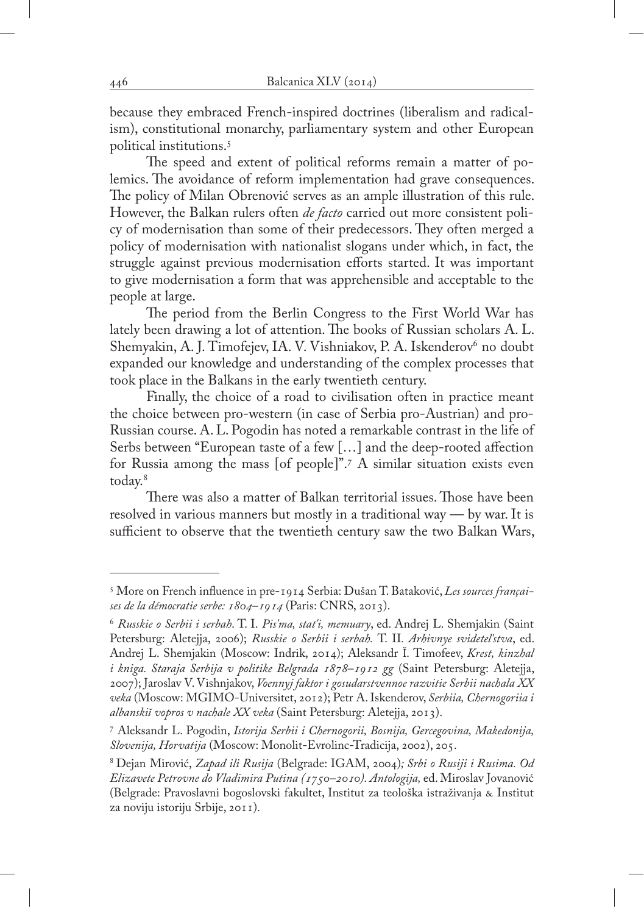because they embraced French-inspired doctrines (liberalism and radicalism), constitutional monarchy, parliamentary system and other European political institutions.[5]

The speed and extent of political reforms remain a matter of polemics. The avoidance of reform implementation had grave consequences. The policy of Milan Obrenović serves as an ample illustration of this rule. However, the Balkan rulers often *de facto* carried out more consistent policy of modernisation than some of their predecessors. They often merged a policy of modernisation with nationalist slogans under which, in fact, the struggle against previous modernisation efforts started. It was important to give modernisation a form that was apprehensible and acceptable to the people at large.

The period from the Berlin Congress to the First World War has lately been drawing a lot of attention. The books of Russian scholars A. L. Shemyakin, A. J. Timofejev, IA. V. Vishniakov, P. A. Iskenderov[6] no doubt expanded our knowledge and understanding of the complex processes that took place in the Balkans in the early twentieth century.

Finally, the choice of a road to civilisation often in practice meant the choice between pro-western (in case of Serbia pro-Austrian) and pro-Russian course. A. L. Pogodin has noted a remarkable contrast in the life of Serbs between "European taste of a few […] and the deep-rooted affection for Russia among the mass [of people]".[7] A similar situation exists even today.[8]

There was also a matter of Balkan territorial issues. Those have been resolved in various manners but mostly in a traditional way — by war. It is sufficient to observe that the twentieth century saw the two Balkan Wars,

---

[5] More on French influence in pre-1914 Serbia: Dušan T. Bataković, *Les sources françaises de la démocratie serbe: 1804–1914* (Paris: CNRS, 2013).

[6] *Russkie o Serbii i serbah*. T. I. *Pis'ma, stat'i, memuary*, ed. Andrej L. Shemjakin (Saint Petersburg: Aletejja, 2006); *Russkie o Serbii i serbah.* T. II*. Arhivnye svidetel'stva*, ed. Andrej L. Shemjakin (Moscow: Indrik, 2014); Aleksandr Ĭ. Timofeev, *Krest, kinzhal i kniga. Staraja Serbija v politike Belgrada 1878–1912 gg* (Saint Petersburg: Aletejja, 2007); Jaroslav V. Vishnjakov, *Voennyj faktor i gosudarstvennoe razvitie Serbii nachala XX veka* (Moscow: MGIMO-Universitet, 2012); Petr A. Iskenderov, *Serbiia, Chernogoriia i albanskii vopros v nachale XX veka* (Saint Petersburg: Aletejja, 2013).

[7] Aleksandr L. Pogodin, *Istorija Serbii i Chernogorii, Bosnija, Gercegovina, Makedonija, Slovenija, Horvatija* (Moscow: Monolit-Evrolinc-Tradicija, 2002), 205.

[8] Dejan Mirović, *Zapad ili Rusija* (Belgrade: IGAM, 2004)*; Srbi o Rusiji i Rusima. Od Elizavete Petrovne do Vladimira Putina (1750–2010). Antologija,* ed. Miroslav Jovanović (Belgrade: Pravoslavni bogoslovski fakultet, Institut za teološka istraživanja & Institut za noviju istoriju Srbije, 2011).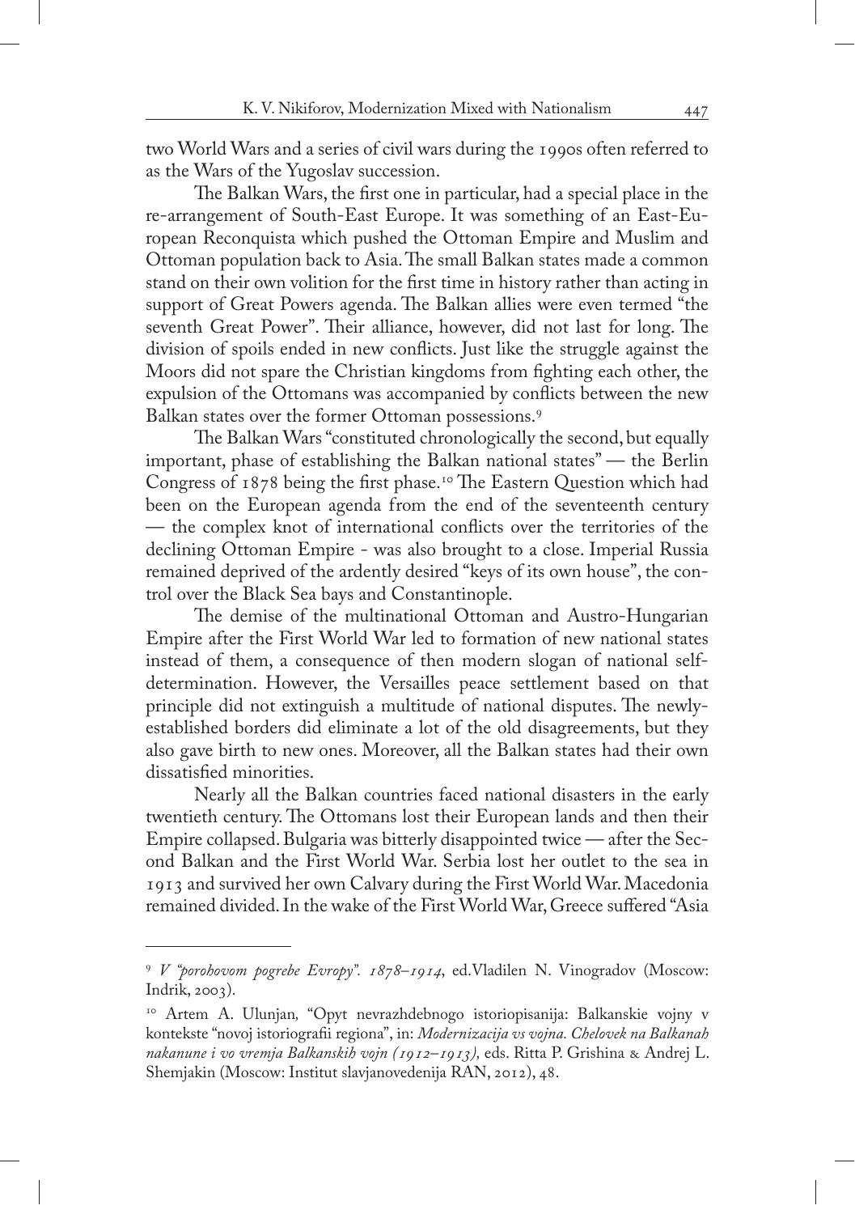two World Wars and a series of civil wars during the 1990s often referred to as the Wars of the Yugoslav succession.

The Balkan Wars, the first one in particular, had a special place in the re-arrangement of South-East Europe. It was something of an East-European Reconquista which pushed the Ottoman Empire and Muslim and Ottoman population back to Asia. The small Balkan states made a common stand on their own volition for the first time in history rather than acting in support of Great Powers agenda. The Balkan allies were even termed "the seventh Great Power". Their alliance, however, did not last for long. The division of spoils ended in new conflicts. Just like the struggle against the Moors did not spare the Christian kingdoms from fighting each other, the expulsion of the Ottomans was accompanied by conflicts between the new Balkan states over the former Ottoman possessions.[9]

The Balkan Wars "constituted chronologically the second, but equally important, phase of establishing the Balkan national states" — the Berlin Congress of 1878 being the first phase.[10] The Eastern Question which had been on the European agenda from the end of the seventeenth century — the complex knot of international conflicts over the territories of the declining Ottoman Empire - was also brought to a close. Imperial Russia remained deprived of the ardently desired "keys of its own house", the control over the Black Sea bays and Constantinople.

The demise of the multinational Ottoman and Austro-Hungarian Empire after the First World War led to formation of new national states instead of them, a consequence of then modern slogan of national self-determination. However, the Versailles peace settlement based on that principle did not extinguish a multitude of national disputes. The newly-established borders did eliminate a lot of the old disagreements, but they also gave birth to new ones. Moreover, all the Balkan states had their own dissatisfied minorities.

Nearly all the Balkan countries faced national disasters in the early twentieth century. The Ottomans lost their European lands and then their Empire collapsed. Bulgaria was bitterly disappointed twice — after the Second Balkan and the First World War. Serbia lost her outlet to the sea in 1913 and survived her own Calvary during the First World War. Macedonia remained divided. In the wake of the First World War, Greece suffered "Asia

---

[9] *V "porohovom pogrebe Evropy". 1878–1914*, ed.Vladilen N. Vinogradov (Moscow: Indrik, 2003).

[10] Artem A. Ulunjan, "Opyt nevrazhdebnogo istoriopisanija: Balkanskie vojny v kontekste "novoj istoriografii regiona", in: *Modernizacija vs vojna. Chelovek na Balkanah nakanune i vo vremja Balkanskih vojn (1912–1913),* eds. Ritta P. Grishina & Andrej L. Shemjakin (Moscow: Institut slavjanovedenija RAN, 2012), 48.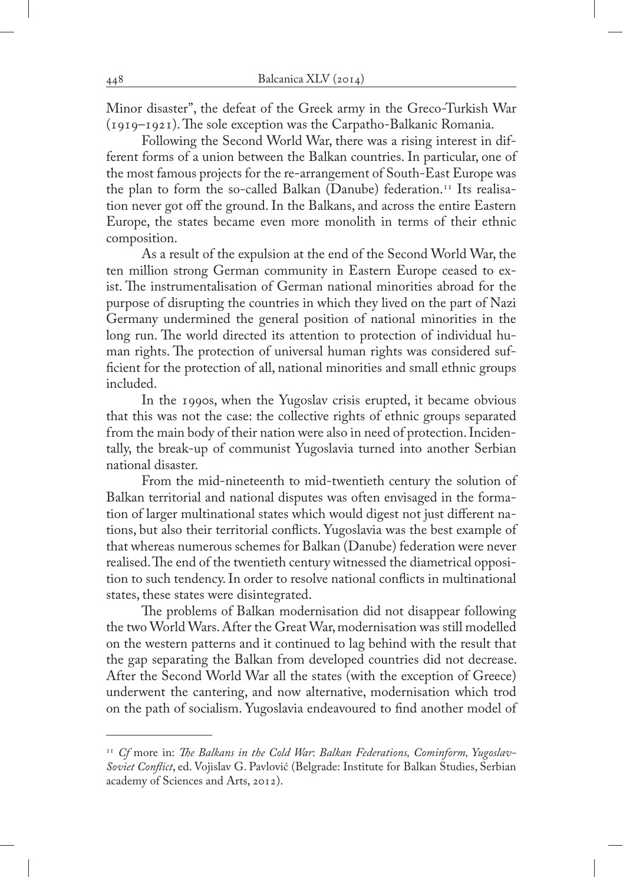Minor disaster", the defeat of the Greek army in the Greco-Turkish War (1919–1921). The sole exception was the Carpatho-Balkanic Romania.

Following the Second World War, there was a rising interest in different forms of a union between the Balkan countries. In particular, one of the most famous projects for the re-arrangement of South-East Europe was the plan to form the so-called Balkan (Danube) federation.[11] Its realisation never got off the ground. In the Balkans, and across the entire Eastern Europe, the states became even more monolith in terms of their ethnic composition.

As a result of the expulsion at the end of the Second World War, the ten million strong German community in Eastern Europe ceased to exist. The instrumentalisation of German national minorities abroad for the purpose of disrupting the countries in which they lived on the part of Nazi Germany undermined the general position of national minorities in the long run. The world directed its attention to protection of individual human rights. The protection of universal human rights was considered sufficient for the protection of all, national minorities and small ethnic groups included.

In the 1990s, when the Yugoslav crisis erupted, it became obvious that this was not the case: the collective rights of ethnic groups separated from the main body of their nation were also in need of protection. Incidentally, the break-up of communist Yugoslavia turned into another Serbian national disaster.

From the mid-nineteenth to mid-twentieth century the solution of Balkan territorial and national disputes was often envisaged in the formation of larger multinational states which would digest not just different nations, but also their territorial conflicts. Yugoslavia was the best example of that whereas numerous schemes for Balkan (Danube) federation were never realised. The end of the twentieth century witnessed the diametrical opposition to such tendency. In order to resolve national conflicts in multinational states, these states were disintegrated.

The problems of Balkan modernisation did not disappear following the two World Wars. After the Great War, modernisation was still modelled on the western patterns and it continued to lag behind with the result that the gap separating the Balkan from developed countries did not decrease. After the Second World War all the states (with the exception of Greece) underwent the cantering, and now alternative, modernisation which trod on the path of socialism. Yugoslavia endeavoured to find another model of

---

[11] *Cf* more in: *The Balkans in the Cold War: Balkan Federations, Cominform, Yugoslav-Soviet Conflict*, ed. Vojislav G. Pavlović (Belgrade: Institute for Balkan Studies, Serbian academy of Sciences and Arts, 2012).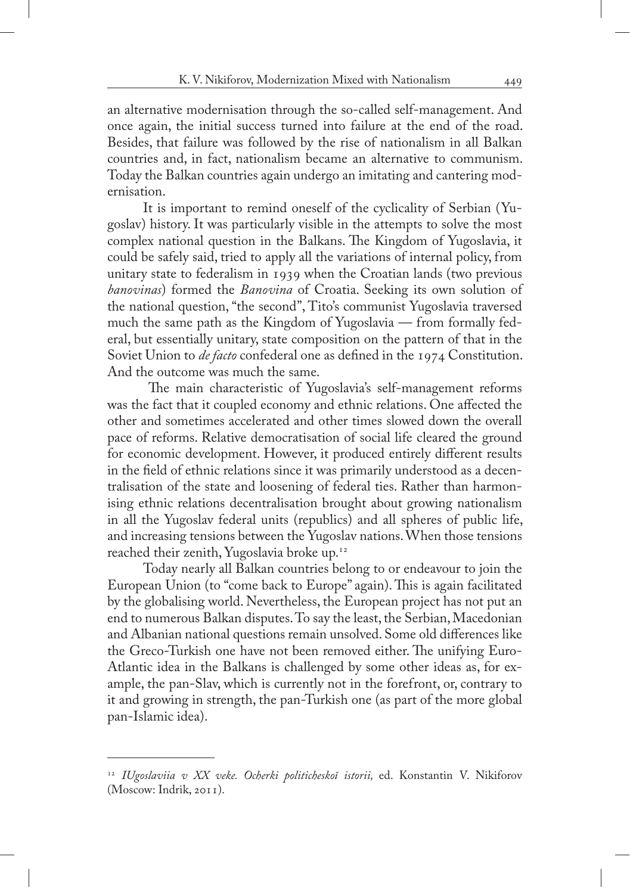an alternative modernisation through the so-called self-management. And once again, the initial success turned into failure at the end of the road. Besides, that failure was followed by the rise of nationalism in all Balkan countries and, in fact, nationalism became an alternative to communism. Today the Balkan countries again undergo an imitating and cantering modernisation.

It is important to remind oneself of the cyclicality of Serbian (Yugoslav) history. It was particularly visible in the attempts to solve the most complex national question in the Balkans. The Kingdom of Yugoslavia, it could be safely said, tried to apply all the variations of internal policy, from unitary state to federalism in 1939 when the Croatian lands (two previous *banovinas*) formed the *Banovina* of Croatia. Seeking its own solution of the national question, "the second", Tito's communist Yugoslavia traversed much the same path as the Kingdom of Yugoslavia — from formally federal, but essentially unitary, state composition on the pattern of that in the Soviet Union to *de facto* confederal one as defined in the 1974 Constitution. And the outcome was much the same.

The main characteristic of Yugoslavia's self-management reforms was the fact that it coupled economy and ethnic relations. One affected the other and sometimes accelerated and other times slowed down the overall pace of reforms. Relative democratisation of social life cleared the ground for economic development. However, it produced entirely different results in the field of ethnic relations since it was primarily understood as a decentralisation of the state and loosening of federal ties. Rather than harmonising ethnic relations decentralisation brought about growing nationalism in all the Yugoslav federal units (republics) and all spheres of public life, and increasing tensions between the Yugoslav nations. When those tensions reached their zenith, Yugoslavia broke up.[12]

Today nearly all Balkan countries belong to or endeavour to join the European Union (to "come back to Europe" again). This is again facilitated by the globalising world. Nevertheless, the European project has not put an end to numerous Balkan disputes. To say the least, the Serbian, Macedonian and Albanian national questions remain unsolved. Some old differences like the Greco-Turkish one have not been removed either. The unifying Euro-Atlantic idea in the Balkans is challenged by some other ideas as, for example, the pan-Slav, which is currently not in the forefront, or, contrary to it and growing in strength, the pan-Turkish one (as part of the more global pan-Islamic idea).

---

[12] *IUgoslaviia v XX veke. Ocherki politicheskoĭ istorii,* ed. Konstantin V. Nikiforov (Moscow: Indrik, 2011).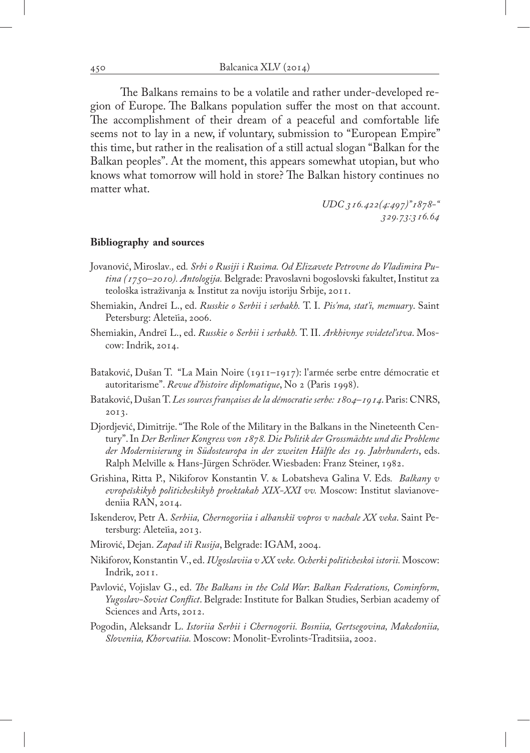The Balkans remains to be a volatile and rather under-developed region of Europe. The Balkans population suffer the most on that account. The accomplishment of their dream of a peaceful and comfortable life seems not to lay in a new, if voluntary, submission to "European Empire" this time, but rather in the realisation of a still actual slogan "Balkan for the Balkan peoples". At the moment, this appears somewhat utopian, but who knows what tomorrow will hold in store? The Balkan history continues no matter what.

*UDC 316.422(4:497)"1878-"*
*329.73:316.64*

**Bibliography and sources**

Jovanović, Miroslav., ed. *Srbi o Rusiji i Rusima. Od Elizavete Petrovne do Vladimira Putina (1750–2010). Antologija.* Belgrade: Pravoslavni bogoslovski fakultet, Institut za teološka istraživanja & Institut za noviju istoriju Srbije, 2011.

Shemiakin, Andreĭ L., ed. *Russkie o Serbii i serbakh.* T. I. *Pis'ma, stat'i, memuary*. Saint Petersburg: Aleteĭia, 2006.

Shemiakin, Andreĭ L., ed. *Russkie o Serbii i serbakh.* T. II. *Arkhivnye svidetel'stva*. Moscow: Indrik, 2014.

Bataković, Dušan T. "La Main Noire (1911–1917): l'armée serbe entre démocratie et autoritarisme". *Revue d'histoire diplomatique*, No 2 (Paris 1998).

Bataković, Dušan T. *Les sources françaises de la démocratie serbe: 1804–1914*. Paris: CNRS, 2013.

Djordjević, Dimitrije. "The Role of the Military in the Balkans in the Nineteenth Century". In *Der Berliner Kongress von 1878. Die Politik der Grossmächte und die Probleme der Modernisierung in Südosteuropa in der zweiten Hälfte des 19. Jahrhunderts*, eds. Ralph Melville & Hans-Jürgen Schröder. Wiesbaden: Franz Steiner, 1982.

Grishina, Ritta P., Nikiforov Konstantin V. & Lobatsheva Galina V. Eds. *Balkany v evropeĭskikyh politicheskikyh proektakah XIX-XXI vv.* Moscow: Institut slavianovedeniia RAN, 2014.

Iskenderov, Petr A. *Serbiia, Chernogoriia i albanskiĭ vopros v nachale XX veka*. Saint Petersburg: Aleteĭia, 2013.

Mirović, Dejan. *Zapad ili Rusija*, Belgrade: IGAM, 2004.

Nikiforov, Konstantin V., ed. *IUgoslaviia v XX veke. Ocherki politicheskoĭ istorii.* Moscow: Indrik, 2011.

Pavlović, Vojislav G., ed. *The Balkans in the Cold War: Balkan Federations, Cominform, Yugoslav-Soviet Conflict*. Belgrade: Institute for Balkan Studies, Serbian academy of Sciences and Arts, 2012.

Pogodin, Aleksandr L. *Istoriia Serbii i Chernogorii. Bosniia, Gertsegovina, Makedoniia, Sloveniia, Khorvatiia.* Moscow: Monolit-Evrolints-Traditsiia, 2002.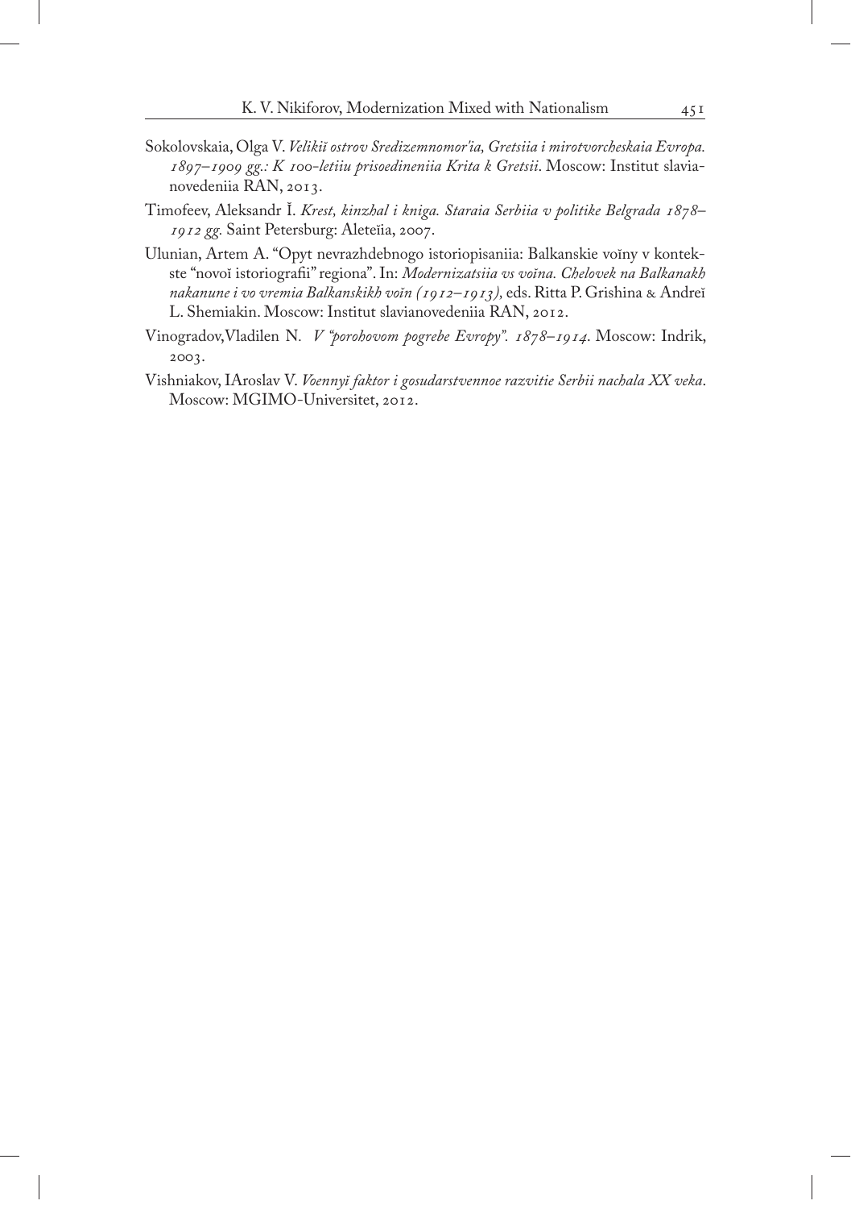Sokolovskaia, Olga V. *Velikiĭ ostrov Sredizemnomor'ia, Gretsiia i mirotvorcheskaia Evropa. 1897–1909 gg.: K 100-letiiu prisoedineniia Krita k Gretsii*. Moscow: Institut slavianovedeniia RAN, 2013.

Timofeev, Aleksandr Ĭ. *Krest, kinzhal i kniga. Staraia Serbiia v politike Belgrada 1878–1912 gg.* Saint Petersburg: Aleteĭia, 2007.

Ulunian, Artem A. "Opyt nevrazhdebnogo istoriopisaniia: Balkanskie voĭny v kontekste "novoĭ istoriografii" regiona". In: *Modernizatsiia vs voĭna. Chelovek na Balkanakh nakanune i vo vremia Balkanskikh voĭn (1912–1913),* eds. Ritta P. Grishina & Andreĭ L. Shemiakin. Moscow: Institut slavianovedeniia RAN, 2012.

Vinogradov,Vladilen N. *V "porohovom pogrebe Evropy". 1878–1914*. Moscow: Indrik, 2003.

Vishniakov, IAroslav V. *Voennyĭ faktor i gosudarstvennoe razvitie Serbii nachala XX veka*. Moscow: MGIMO-Universitet, 2012.